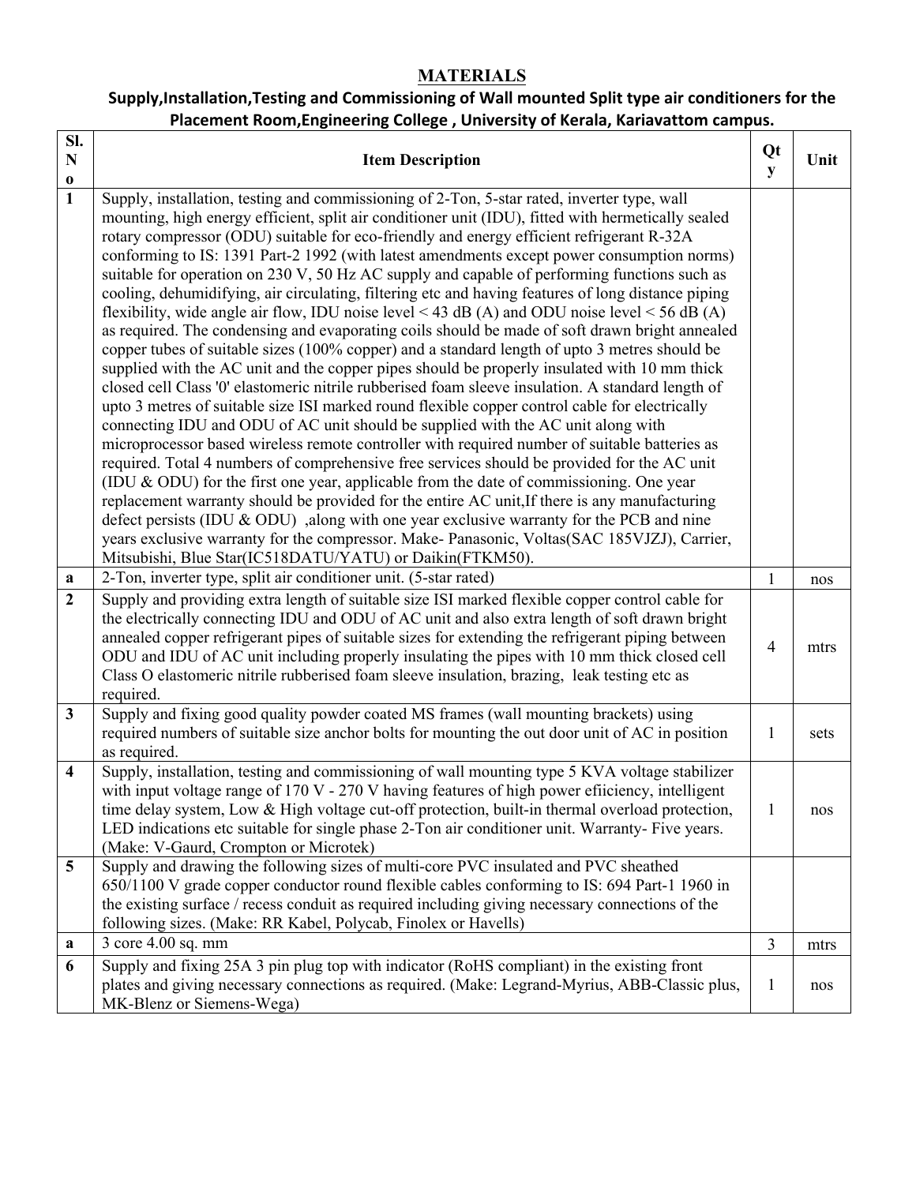# MATERIALS

## Supply,Installation,Testing and Commissioning of Wall mounted Split type air conditioners for the Placement Room,Engineering College , University of Kerala, Kariavattom campus.

| Sl. No | Item Description | Qty | Unit |
|---|---|---|---|
| 1 | Supply, installation, testing and commissioning of 2-Ton, 5-star rated, inverter type, wall mounting, high energy efficient, split air conditioner unit (IDU), fitted with hermetically sealed rotary compressor (ODU) suitable for eco-friendly and energy efficient refrigerant R-32A conforming to IS: 1391 Part-2 1992 (with latest amendments except power consumption norms) suitable for operation on 230 V, 50 Hz AC supply and capable of performing functions such as cooling, dehumidifying, air circulating, filtering etc and having features of long distance piping flexibility, wide angle air flow, IDU noise level < 43 dB (A) and ODU noise level < 56 dB (A) as required. The condensing and evaporating coils should be made of soft drawn bright annealed copper tubes of suitable sizes (100% copper) and a standard length of upto 3 metres should be supplied with the AC unit and the copper pipes should be properly insulated with 10 mm thick closed cell Class '0' elastomeric nitrile rubberised foam sleeve insulation. A standard length of upto 3 metres of suitable size ISI marked round flexible copper control cable for electrically connecting IDU and ODU of AC unit should be supplied with the AC unit along with microprocessor based wireless remote controller with required number of suitable batteries as required. Total 4 numbers of comprehensive free services should be provided for the AC unit (IDU & ODU) for the first one year, applicable from the date of commissioning. One year replacement warranty should be provided for the entire AC unit,If there is any manufacturing defect persists (IDU & ODU) ,along with one year exclusive warranty for the PCB and nine years exclusive warranty for the compressor. Make- Panasonic, Voltas(SAC 185VJZJ), Carrier, Mitsubishi, Blue Star(IC518DATU/YATU) or Daikin(FTKM50). | | |
| a | 2-Ton, inverter type, split air conditioner unit. (5-star rated) | 1 | nos |
| 2 | Supply and providing extra length of suitable size ISI marked flexible copper control cable for the electrically connecting IDU and ODU of AC unit and also extra length of soft drawn bright annealed copper refrigerant pipes of suitable sizes for extending the refrigerant piping between ODU and IDU of AC unit including properly insulating the pipes with 10 mm thick closed cell Class O elastomeric nitrile rubberised foam sleeve insulation, brazing, leak testing etc as required. | 4 | mtrs |
| 3 | Supply and fixing good quality powder coated MS frames (wall mounting brackets) using required numbers of suitable size anchor bolts for mounting the out door unit of AC in position as required. | 1 | sets |
| 4 | Supply, installation, testing and commissioning of wall mounting type 5 KVA voltage stabilizer with input voltage range of 170 V - 270 V having features of high power efiiciency, intelligent time delay system, Low & High voltage cut-off protection, built-in thermal overload protection, LED indications etc suitable for single phase 2-Ton air conditioner unit. Warranty- Five years. (Make: V-Gaurd, Crompton or Microtek) | 1 | nos |
| 5 | Supply and drawing the following sizes of multi-core PVC insulated and PVC sheathed 650/1100 V grade copper conductor round flexible cables conforming to IS: 694 Part-1 1960 in the existing surface / recess conduit as required including giving necessary connections of the following sizes. (Make: RR Kabel, Polycab, Finolex or Havells) | | |
| a | 3 core 4.00 sq. mm | 3 | mtrs |
| 6 | Supply and fixing 25A 3 pin plug top with indicator (RoHS compliant) in the existing front plates and giving necessary connections as required. (Make: Legrand-Myrius, ABB-Classic plus, MK-Blenz or Siemens-Wega) | 1 | nos |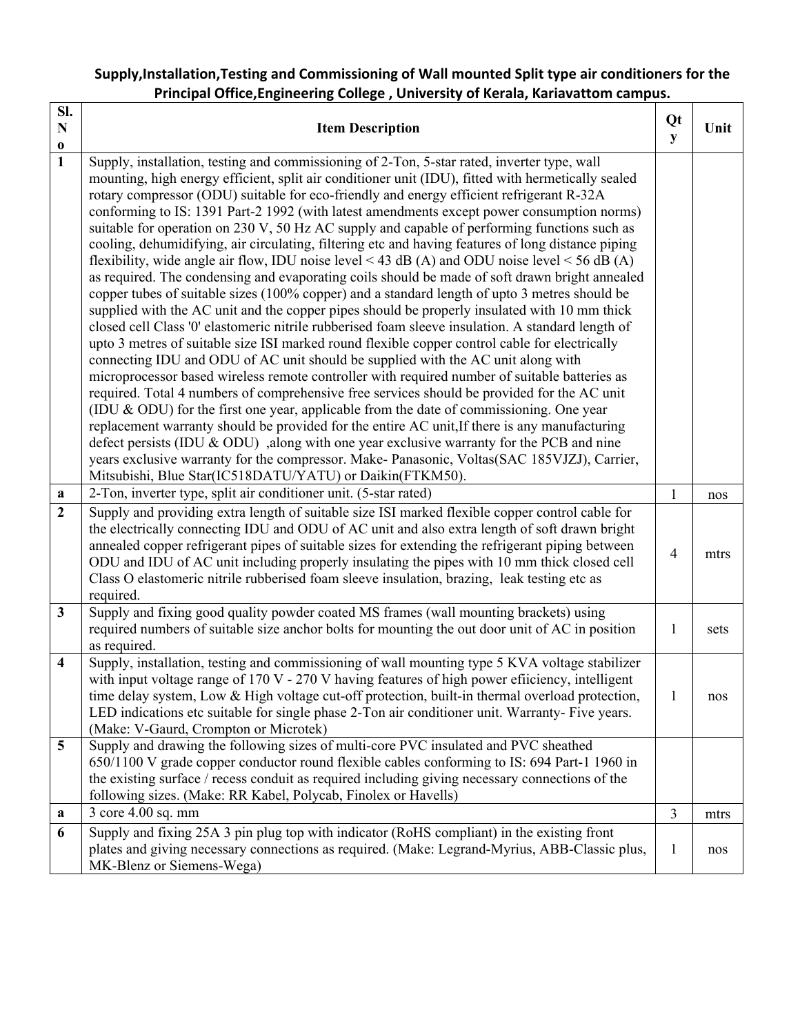**Supply,Installation,Testing and Commissioning of Wall mounted Split type air conditioners for the Principal Office,Engineering College , University of Kerala, Kariavattom campus.**

| Sl. No | Item Description | Qty | Unit |
|---|---|---|---|
| **1** | Supply, installation, testing and commissioning of 2-Ton, 5-star rated, inverter type, wall mounting, high energy efficient, split air conditioner unit (IDU), fitted with hermetically sealed rotary compressor (ODU) suitable for eco-friendly and energy efficient refrigerant R-32A conforming to IS: 1391 Part-2 1992 (with latest amendments except power consumption norms) suitable for operation on 230 V, 50 Hz AC supply and capable of performing functions such as cooling, dehumidifying, air circulating, filtering etc and having features of long distance piping flexibility, wide angle air flow, IDU noise level < 43 dB (A) and ODU noise level < 56 dB (A) as required. The condensing and evaporating coils should be made of soft drawn bright annealed copper tubes of suitable sizes (100% copper) and a standard length of upto 3 metres should be supplied with the AC unit and the copper pipes should be properly insulated with 10 mm thick closed cell Class '0' elastomeric nitrile rubberised foam sleeve insulation. A standard length of upto 3 metres of suitable size ISI marked round flexible copper control cable for electrically connecting IDU and ODU of AC unit should be supplied with the AC unit along with microprocessor based wireless remote controller with required number of suitable batteries as required. Total 4 numbers of comprehensive free services should be provided for the AC unit (IDU & ODU) for the first one year, applicable from the date of commissioning. One year replacement warranty should be provided for the entire AC unit,If there is any manufacturing defect persists (IDU & ODU) ,along with one year exclusive warranty for the PCB and nine years exclusive warranty for the compressor. Make- Panasonic, Voltas(SAC 185VJZJ), Carrier, Mitsubishi, Blue Star(IC518DATU/YATU) or Daikin(FTKM50). | | |
| **a** | 2-Ton, inverter type, split air conditioner unit. (5-star rated) | 1 | nos |
| **2** | Supply and providing extra length of suitable size ISI marked flexible copper control cable for the electrically connecting IDU and ODU of AC unit and also extra length of soft drawn bright annealed copper refrigerant pipes of suitable sizes for extending the refrigerant piping between ODU and IDU of AC unit including properly insulating the pipes with 10 mm thick closed cell Class O elastomeric nitrile rubberised foam sleeve insulation, brazing, leak testing etc as required. | 4 | mtrs |
| **3** | Supply and fixing good quality powder coated MS frames (wall mounting brackets) using required numbers of suitable size anchor bolts for mounting the out door unit of AC in position as required. | 1 | sets |
| **4** | Supply, installation, testing and commissioning of wall mounting type 5 KVA voltage stabilizer with input voltage range of 170 V - 270 V having features of high power efiiciency, intelligent time delay system, Low & High voltage cut-off protection, built-in thermal overload protection, LED indications etc suitable for single phase 2-Ton air conditioner unit. Warranty- Five years. (Make: V-Gaurd, Crompton or Microtek) | 1 | nos |
| **5** | Supply and drawing the following sizes of multi-core PVC insulated and PVC sheathed 650/1100 V grade copper conductor round flexible cables conforming to IS: 694 Part-1 1960 in the existing surface / recess conduit as required including giving necessary connections of the following sizes. (Make: RR Kabel, Polycab, Finolex or Havells) | | |
| **a** | 3 core 4.00 sq. mm | 3 | mtrs |
| **6** | Supply and fixing 25A 3 pin plug top with indicator (RoHS compliant) in the existing front plates and giving necessary connections as required. (Make: Legrand-Myrius, ABB-Classic plus, MK-Blenz or Siemens-Wega) | 1 | nos |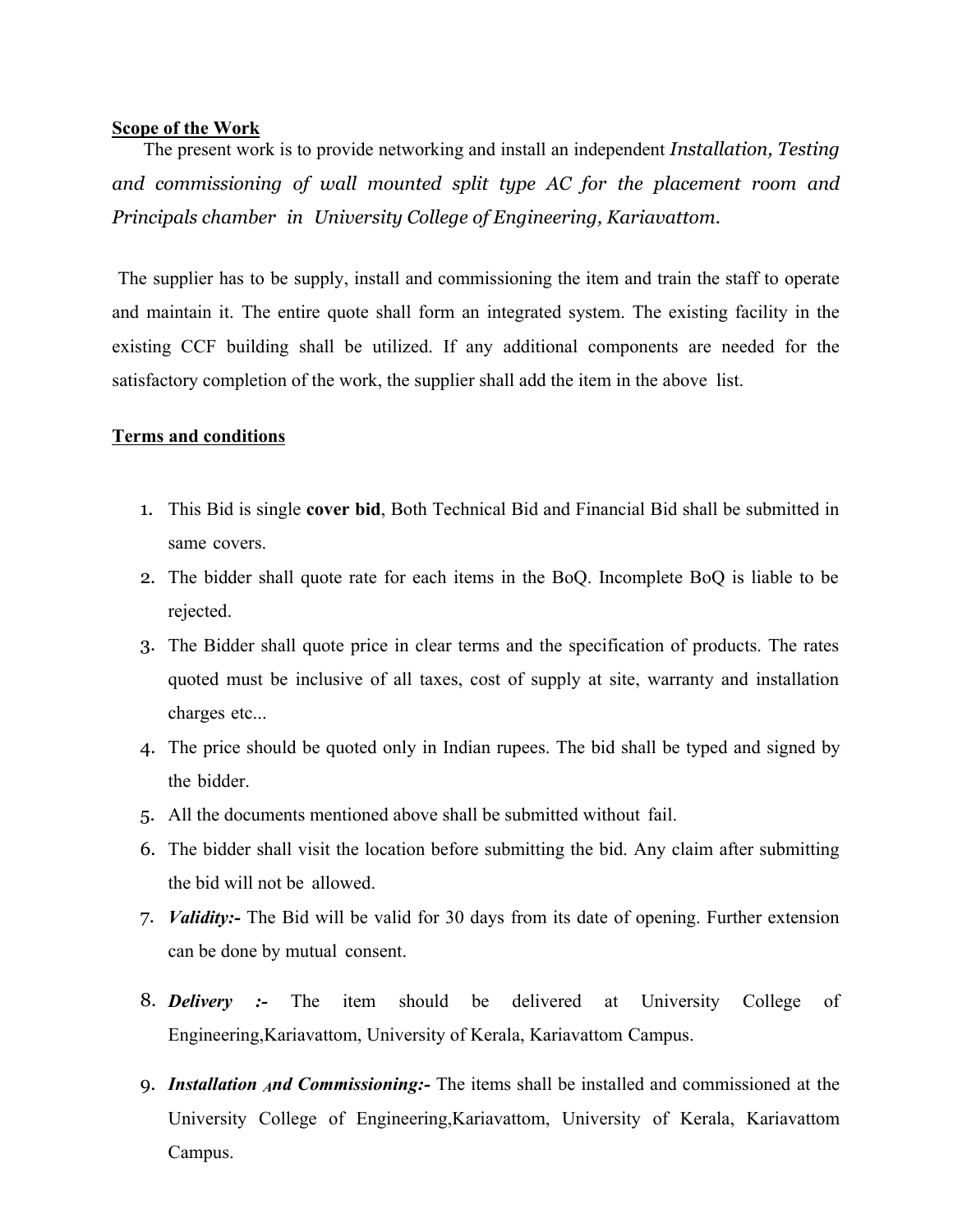**Scope of the Work**

The present work is to provide networking and install an independent *Installation, Testing and commissioning of wall mounted split type AC for the placement room and Principals chamber in University College of Engineering, Kariavattom.*

The supplier has to be supply, install and commissioning the item and train the staff to operate and maintain it. The entire quote shall form an integrated system. The existing facility in the existing CCF building shall be utilized. If any additional components are needed for the satisfactory completion of the work, the supplier shall add the item in the above list.

**Terms and conditions**

1. This Bid is single **cover bid**, Both Technical Bid and Financial Bid shall be submitted in same covers.
2. The bidder shall quote rate for each items in the BoQ. Incomplete BoQ is liable to be rejected.
3. The Bidder shall quote price in clear terms and the specification of products. The rates quoted must be inclusive of all taxes, cost of supply at site, warranty and installation charges etc...
4. The price should be quoted only in Indian rupees. The bid shall be typed and signed by the bidder.
5. All the documents mentioned above shall be submitted without fail.
6. The bidder shall visit the location before submitting the bid. Any claim after submitting the bid will not be allowed.
7. ***Validity:-*** The Bid will be valid for 30 days from its date of opening. Further extension can be done by mutual consent.
8. ***Delivery :-*** The item should be delivered at University College of Engineering,Kariavattom, University of Kerala, Kariavattom Campus.
9. ***Installation And Commissioning:-*** The items shall be installed and commissioned at the University College of Engineering,Kariavattom, University of Kerala, Kariavattom Campus.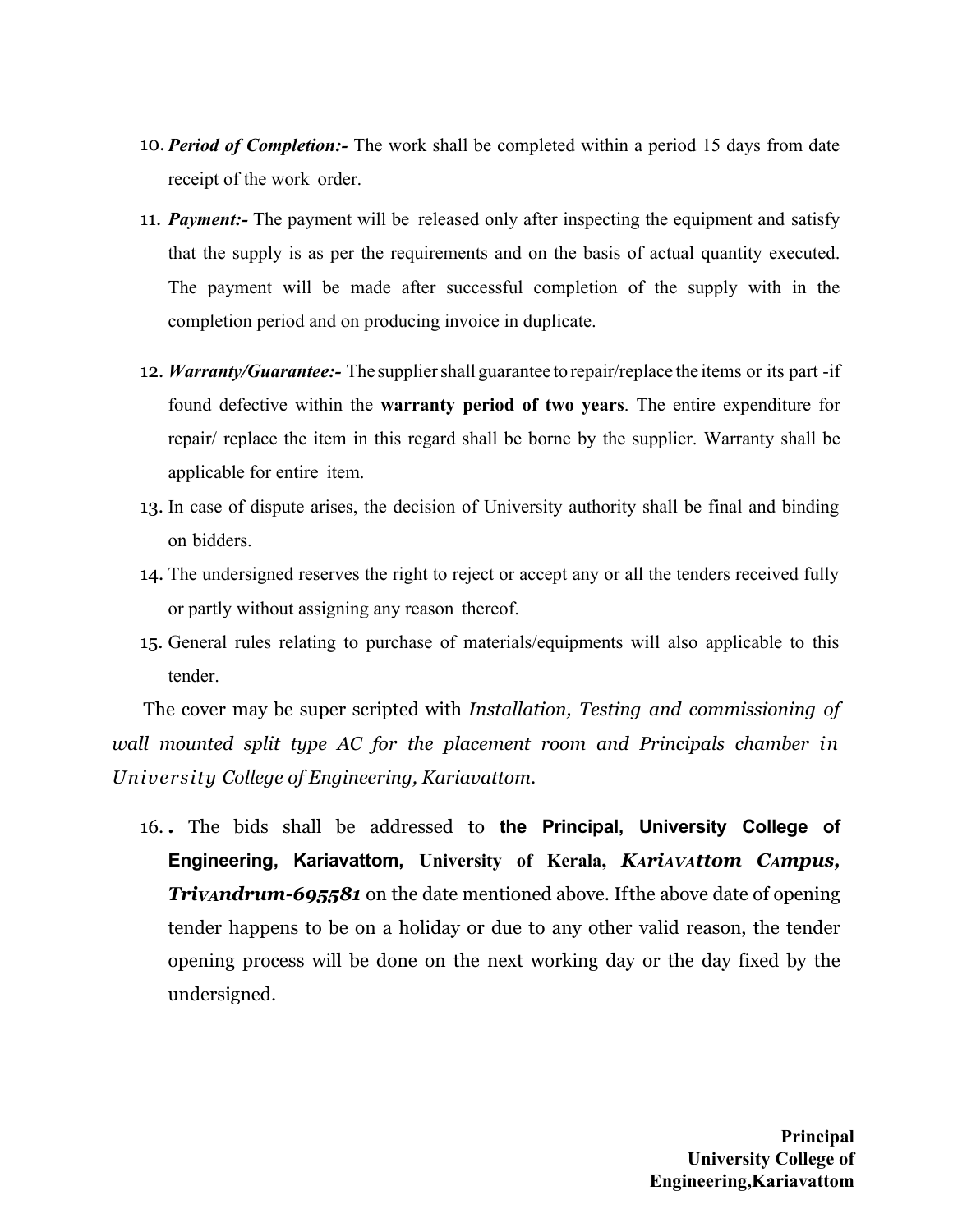10. ***Period of Completion:-*** The work shall be completed within a period 15 days from date receipt of the work order.
11. ***Payment:-*** The payment will be released only after inspecting the equipment and satisfy that the supply is as per the requirements and on the basis of actual quantity executed. The payment will be made after successful completion of the supply with in the completion period and on producing invoice in duplicate.
12. ***Warranty/Guarantee:-*** The supplier shall guarantee to repair/replace the items or its part -if found defective within the **warranty period of two years**. The entire expenditure for repair/ replace the item in this regard shall be borne by the supplier. Warranty shall be applicable for entire item.
13. In case of dispute arises, the decision of University authority shall be final and binding on bidders.
14. The undersigned reserves the right to reject or accept any or all the tenders received fully or partly without assigning any reason thereof.
15. General rules relating to purchase of materials/equipments will also applicable to this tender.

The cover may be super scripted with *Installation, Testing and commissioning of wall mounted split type AC for the placement room and Principals chamber in University College of Engineering, Kariavattom.*

16. . The bids shall be addressed to **the Principal, University College of Engineering, Kariavattom, University of Kerala, *Kariavattom Campus, Trivandrum-695581*** on the date mentioned above. Ifthe above date of opening tender happens to be on a holiday or due to any other valid reason, the tender opening process will be done on the next working day or the day fixed by the undersigned.

**Principal**
**University College of Engineering,Kariavattom**